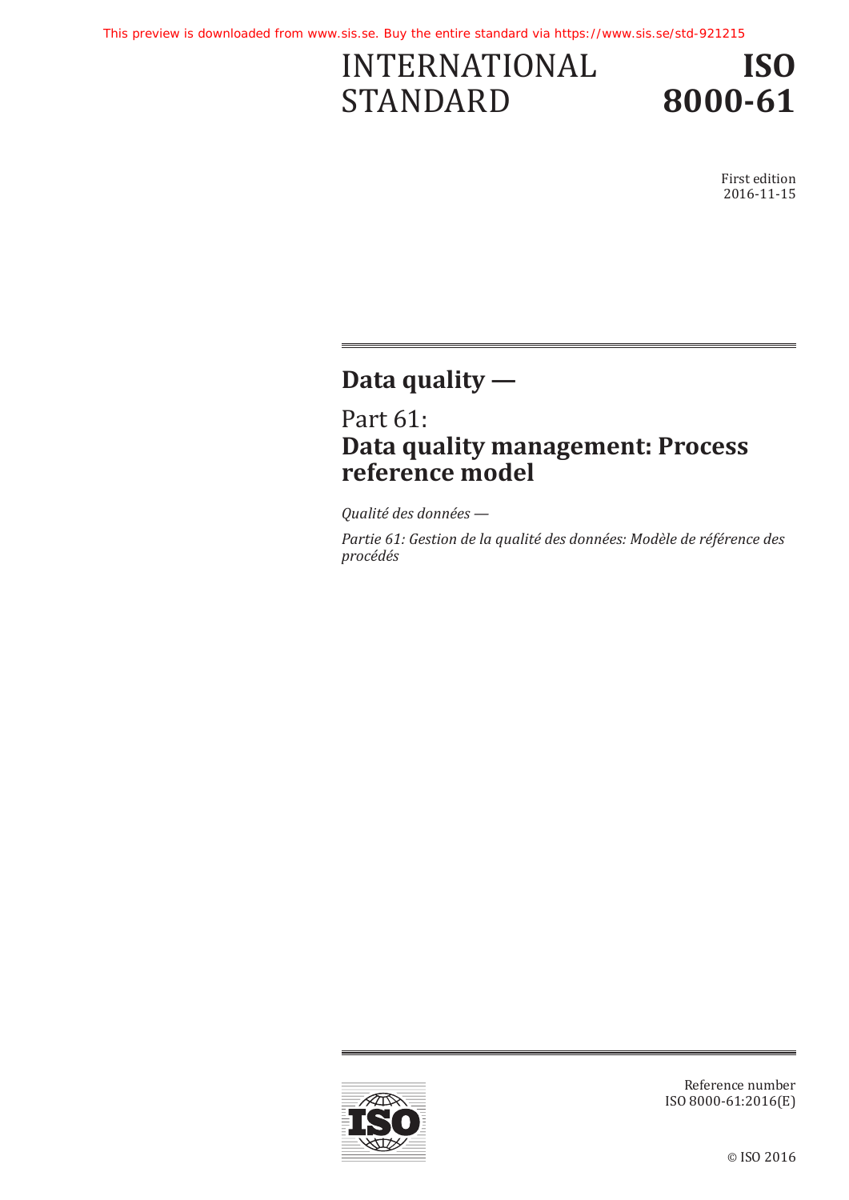This preview is downloaded from www.sis.se. Buy the entire standard via https://www.sis.se/std-921215

# INTERNATIONAL STANDARD

# ISO 8000-61

First edition
2016-11-15

## Data quality —

## Part 61: Data quality management: Process reference model

*Qualité des données —*

*Partie 61: Gestion de la qualité des données: Modèle de référence des procédés*

Reference number
ISO 8000-61:2016(E)

© ISO 2016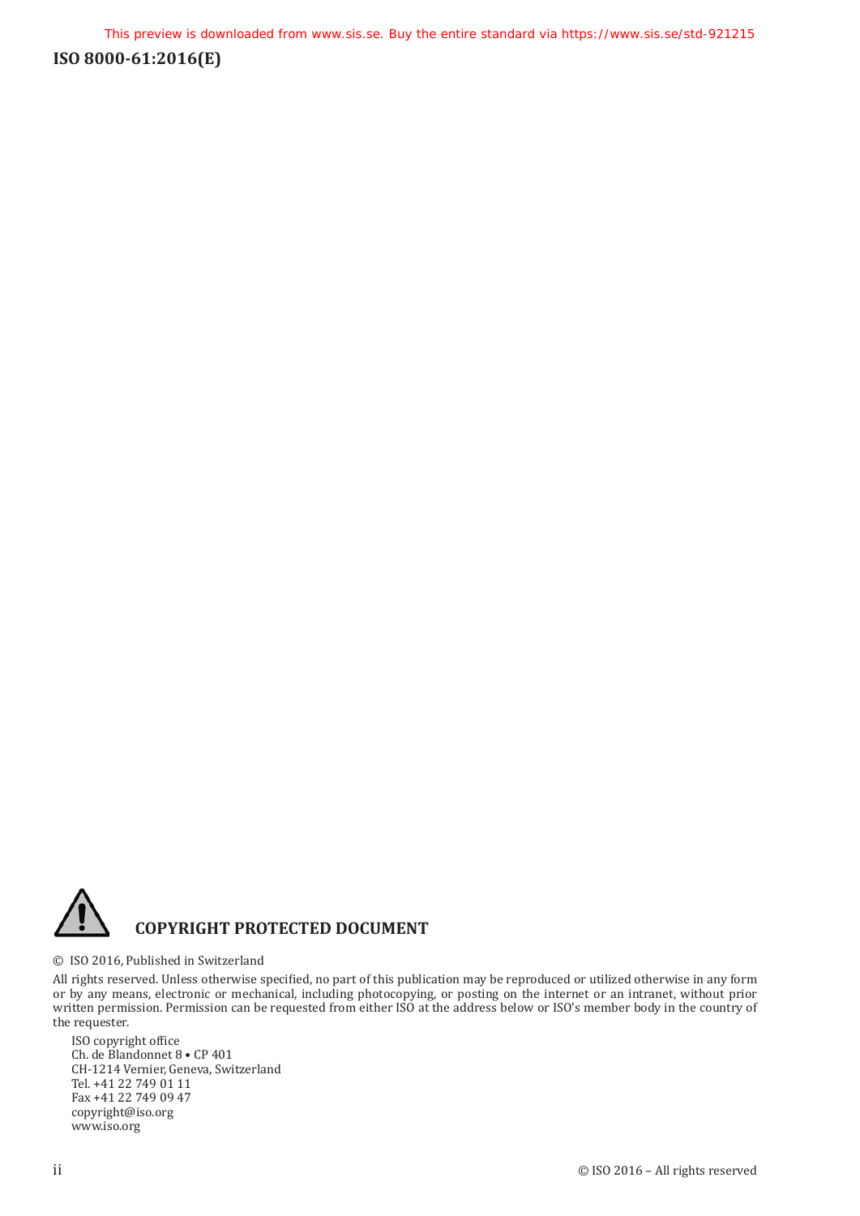## COPYRIGHT PROTECTED DOCUMENT

© ISO 2016, Published in Switzerland

All rights reserved. Unless otherwise specified, no part of this publication may be reproduced or utilized otherwise in any form or by any means, electronic or mechanical, including photocopying, or posting on the internet or an intranet, without prior written permission. Permission can be requested from either ISO at the address below or ISO's member body in the country of the requester.

ISO copyright office
Ch. de Blandonnet 8 • CP 401
CH-1214 Vernier, Geneva, Switzerland
Tel. +41 22 749 01 11
Fax +41 22 749 09 47
copyright@iso.org
www.iso.org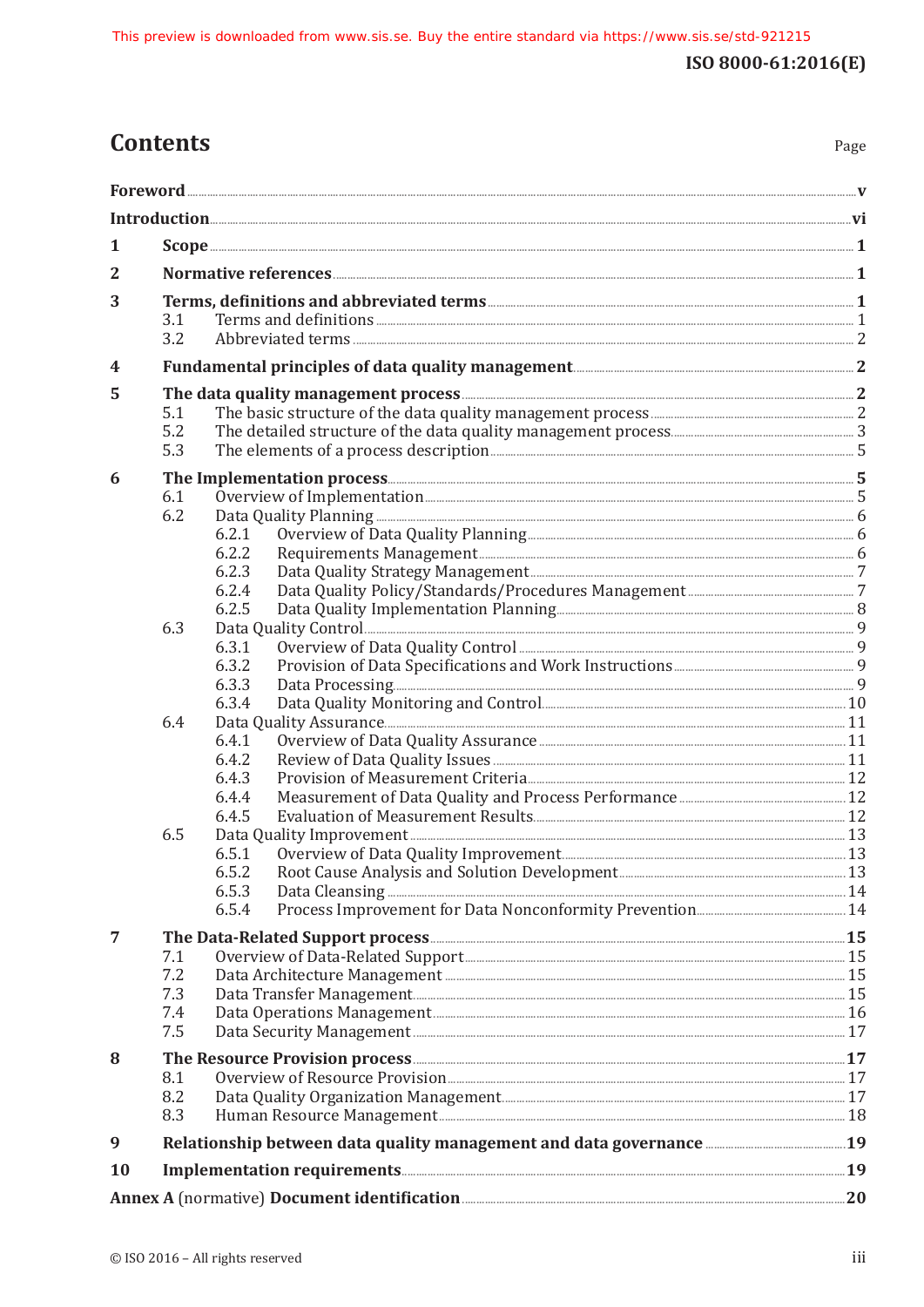# Contents

Page

**Foreword** ..... v

**Introduction** ..... vi

**1 Scope** ..... 1

**2 Normative references** ..... 1

**3 Terms, definitions and abbreviated terms** ..... 1
- 3.1 Terms and definitions ..... 1
- 3.2 Abbreviated terms ..... 2

**4 Fundamental principles of data quality management** ..... 2

**5 The data quality management process** ..... 2
- 5.1 The basic structure of the data quality management process ..... 2
- 5.2 The detailed structure of the data quality management process ..... 3
- 5.3 The elements of a process description ..... 5

**6 The Implementation process** ..... 5
- 6.1 Overview of Implementation ..... 5
- 6.2 Data Quality Planning ..... 6
  - 6.2.1 Overview of Data Quality Planning ..... 6
  - 6.2.2 Requirements Management ..... 6
  - 6.2.3 Data Quality Strategy Management ..... 7
  - 6.2.4 Data Quality Policy/Standards/Procedures Management ..... 7
  - 6.2.5 Data Quality Implementation Planning ..... 8
- 6.3 Data Quality Control ..... 9
  - 6.3.1 Overview of Data Quality Control ..... 9
  - 6.3.2 Provision of Data Specifications and Work Instructions ..... 9
  - 6.3.3 Data Processing ..... 9
  - 6.3.4 Data Quality Monitoring and Control ..... 10
- 6.4 Data Quality Assurance ..... 11
  - 6.4.1 Overview of Data Quality Assurance ..... 11
  - 6.4.2 Review of Data Quality Issues ..... 11
  - 6.4.3 Provision of Measurement Criteria ..... 12
  - 6.4.4 Measurement of Data Quality and Process Performance ..... 12
  - 6.4.5 Evaluation of Measurement Results ..... 12
- 6.5 Data Quality Improvement ..... 13
  - 6.5.1 Overview of Data Quality Improvement ..... 13
  - 6.5.2 Root Cause Analysis and Solution Development ..... 13
  - 6.5.3 Data Cleansing ..... 14
  - 6.5.4 Process Improvement for Data Nonconformity Prevention ..... 14

**7 The Data-Related Support process** ..... 15
- 7.1 Overview of Data-Related Support ..... 15
- 7.2 Data Architecture Management ..... 15
- 7.3 Data Transfer Management ..... 15
- 7.4 Data Operations Management ..... 16
- 7.5 Data Security Management ..... 17

**8 The Resource Provision process** ..... 17
- 8.1 Overview of Resource Provision ..... 17
- 8.2 Data Quality Organization Management ..... 17
- 8.3 Human Resource Management ..... 18

**9 Relationship between data quality management and data governance** ..... 19

**10 Implementation requirements** ..... 19

**Annex A** (normative) **Document identification** ..... 20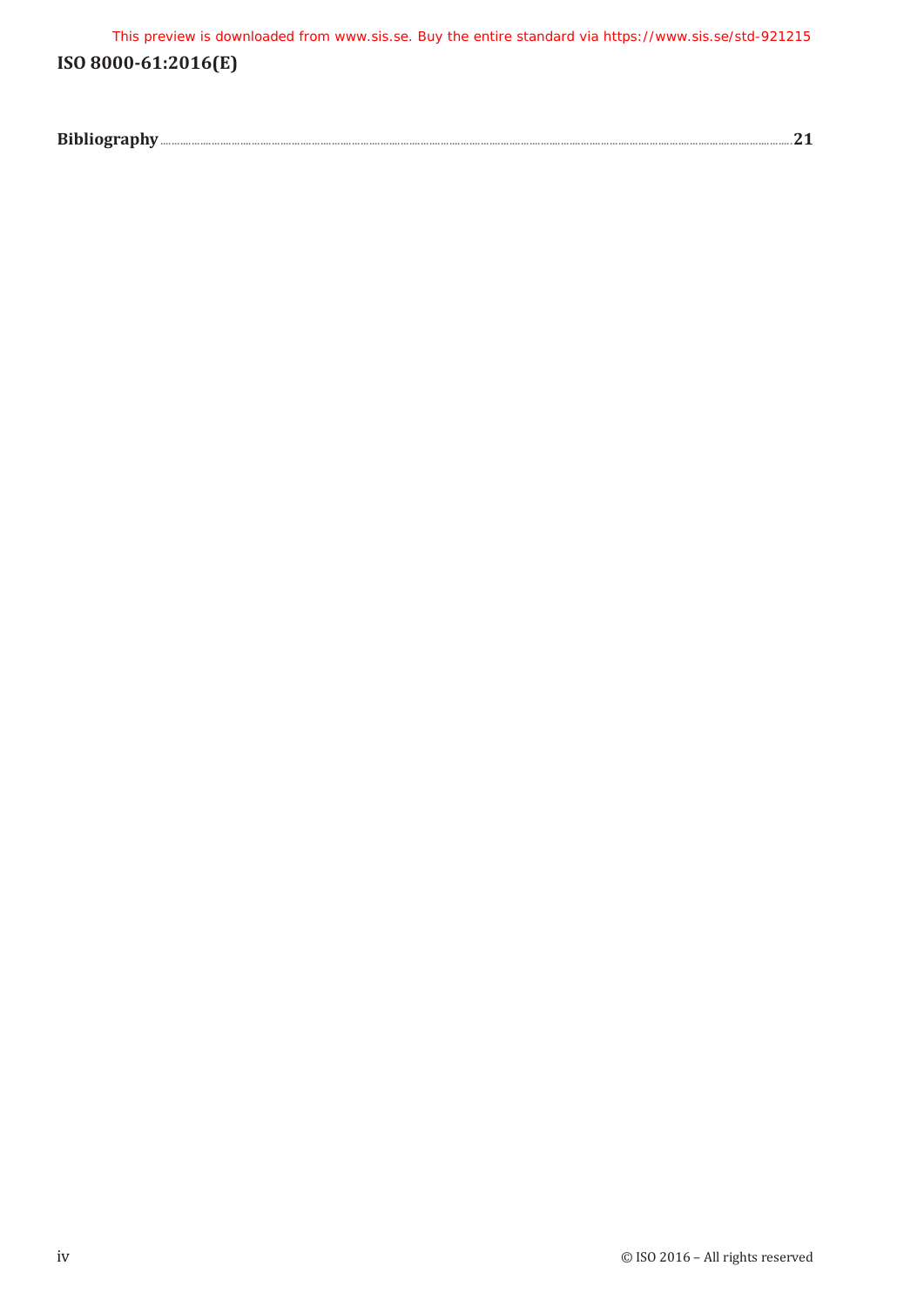**Bibliography** .......... **21**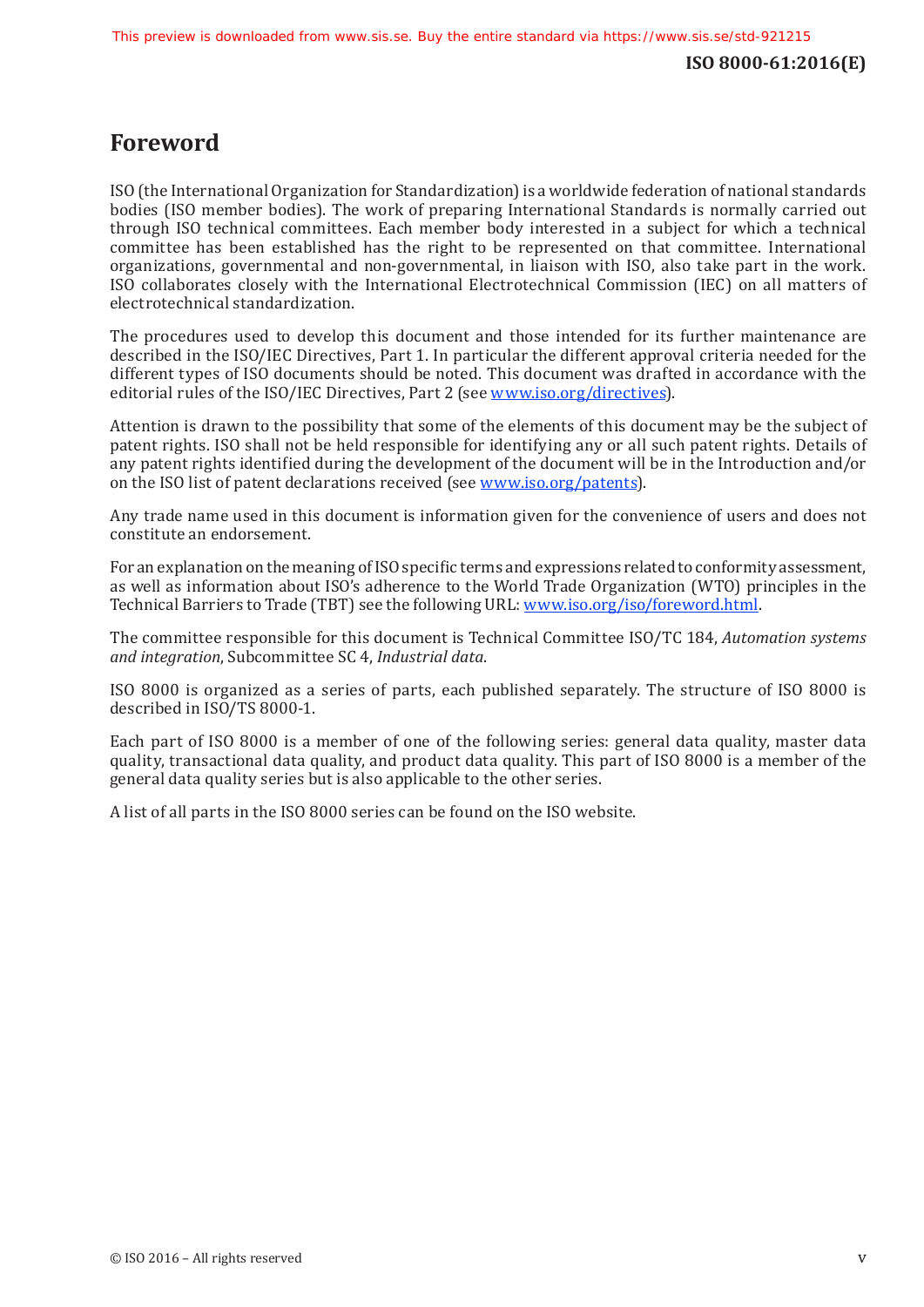# Foreword

ISO (the International Organization for Standardization) is a worldwide federation of national standards bodies (ISO member bodies). The work of preparing International Standards is normally carried out through ISO technical committees. Each member body interested in a subject for which a technical committee has been established has the right to be represented on that committee. International organizations, governmental and non-governmental, in liaison with ISO, also take part in the work. ISO collaborates closely with the International Electrotechnical Commission (IEC) on all matters of electrotechnical standardization.

The procedures used to develop this document and those intended for its further maintenance are described in the ISO/IEC Directives, Part 1. In particular the different approval criteria needed for the different types of ISO documents should be noted. This document was drafted in accordance with the editorial rules of the ISO/IEC Directives, Part 2 (see www.iso.org/directives).

Attention is drawn to the possibility that some of the elements of this document may be the subject of patent rights. ISO shall not be held responsible for identifying any or all such patent rights. Details of any patent rights identified during the development of the document will be in the Introduction and/or on the ISO list of patent declarations received (see www.iso.org/patents).

Any trade name used in this document is information given for the convenience of users and does not constitute an endorsement.

For an explanation on the meaning of ISO specific terms and expressions related to conformity assessment, as well as information about ISO's adherence to the World Trade Organization (WTO) principles in the Technical Barriers to Trade (TBT) see the following URL: www.iso.org/iso/foreword.html.

The committee responsible for this document is Technical Committee ISO/TC 184, *Automation systems and integration*, Subcommittee SC 4, *Industrial data*.

ISO 8000 is organized as a series of parts, each published separately. The structure of ISO 8000 is described in ISO/TS 8000-1.

Each part of ISO 8000 is a member of one of the following series: general data quality, master data quality, transactional data quality, and product data quality. This part of ISO 8000 is a member of the general data quality series but is also applicable to the other series.

A list of all parts in the ISO 8000 series can be found on the ISO website.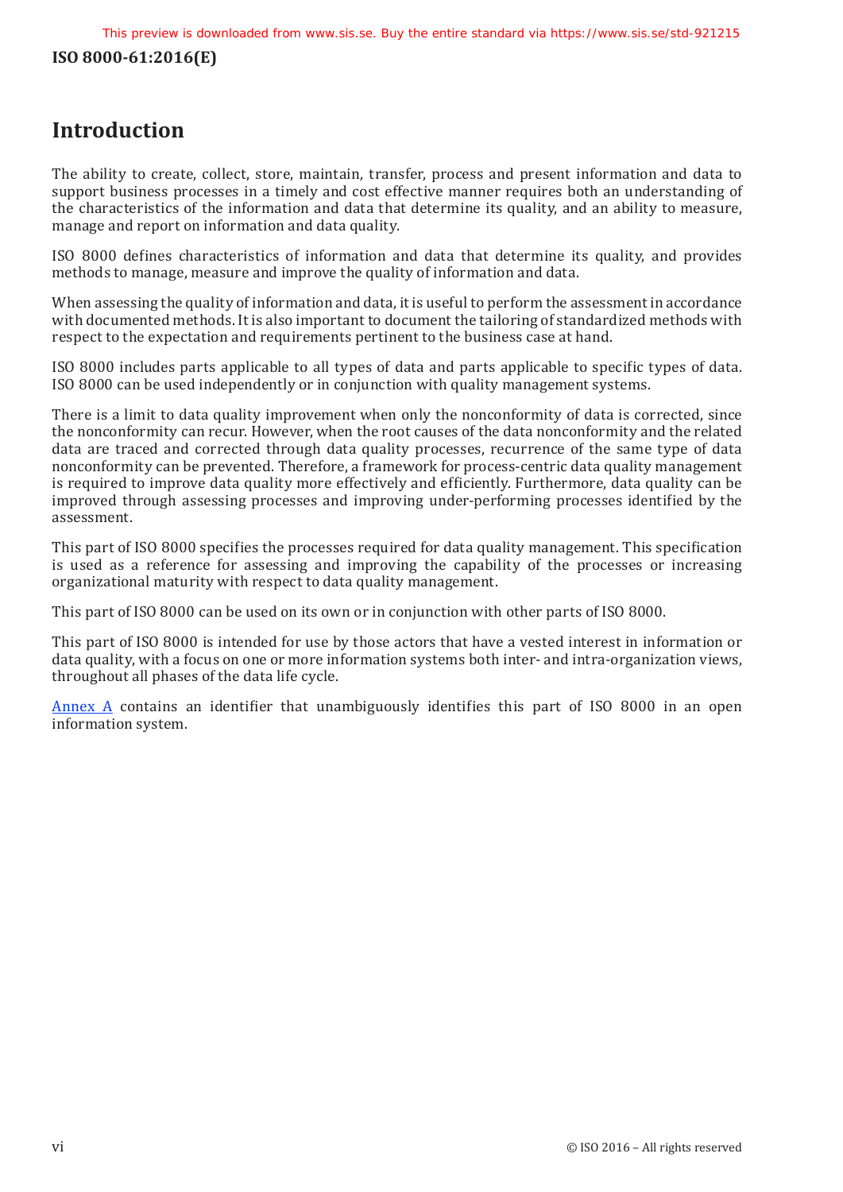# Introduction

The ability to create, collect, store, maintain, transfer, process and present information and data to support business processes in a timely and cost effective manner requires both an understanding of the characteristics of the information and data that determine its quality, and an ability to measure, manage and report on information and data quality.

ISO 8000 defines characteristics of information and data that determine its quality, and provides methods to manage, measure and improve the quality of information and data.

When assessing the quality of information and data, it is useful to perform the assessment in accordance with documented methods. It is also important to document the tailoring of standardized methods with respect to the expectation and requirements pertinent to the business case at hand.

ISO 8000 includes parts applicable to all types of data and parts applicable to specific types of data. ISO 8000 can be used independently or in conjunction with quality management systems.

There is a limit to data quality improvement when only the nonconformity of data is corrected, since the nonconformity can recur. However, when the root causes of the data nonconformity and the related data are traced and corrected through data quality processes, recurrence of the same type of data nonconformity can be prevented. Therefore, a framework for process-centric data quality management is required to improve data quality more effectively and efficiently. Furthermore, data quality can be improved through assessing processes and improving under-performing processes identified by the assessment.

This part of ISO 8000 specifies the processes required for data quality management. This specification is used as a reference for assessing and improving the capability of the processes or increasing organizational maturity with respect to data quality management.

This part of ISO 8000 can be used on its own or in conjunction with other parts of ISO 8000.

This part of ISO 8000 is intended for use by those actors that have a vested interest in information or data quality, with a focus on one or more information systems both inter- and intra-organization views, throughout all phases of the data life cycle.

Annex A contains an identifier that unambiguously identifies this part of ISO 8000 in an open information system.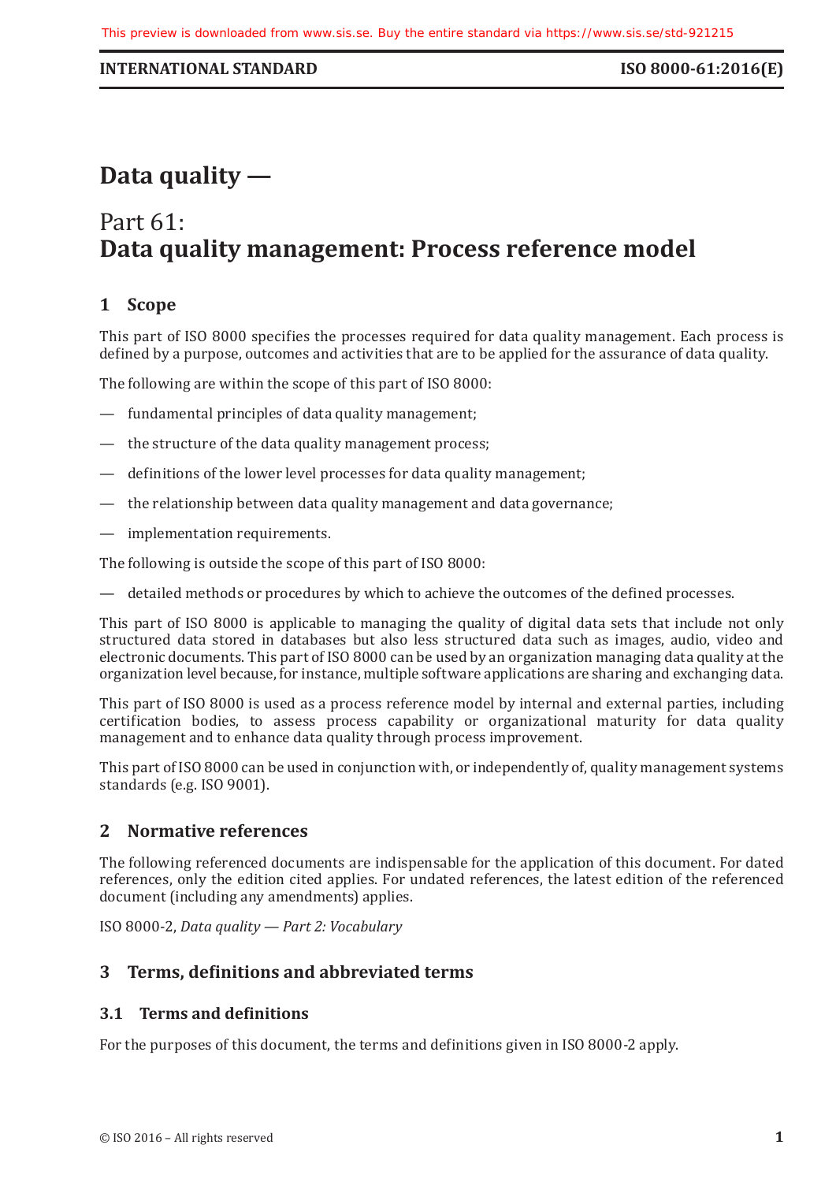# Data quality —

## Part 61:
## Data quality management: Process reference model

## 1 Scope

This part of ISO 8000 specifies the processes required for data quality management. Each process is defined by a purpose, outcomes and activities that are to be applied for the assurance of data quality.

The following are within the scope of this part of ISO 8000:

— fundamental principles of data quality management;

— the structure of the data quality management process;

— definitions of the lower level processes for data quality management;

— the relationship between data quality management and data governance;

— implementation requirements.

The following is outside the scope of this part of ISO 8000:

— detailed methods or procedures by which to achieve the outcomes of the defined processes.

This part of ISO 8000 is applicable to managing the quality of digital data sets that include not only structured data stored in databases but also less structured data such as images, audio, video and electronic documents. This part of ISO 8000 can be used by an organization managing data quality at the organization level because, for instance, multiple software applications are sharing and exchanging data.

This part of ISO 8000 is used as a process reference model by internal and external parties, including certification bodies, to assess process capability or organizational maturity for data quality management and to enhance data quality through process improvement.

This part of ISO 8000 can be used in conjunction with, or independently of, quality management systems standards (e.g. ISO 9001).

## 2 Normative references

The following referenced documents are indispensable for the application of this document. For dated references, only the edition cited applies. For undated references, the latest edition of the referenced document (including any amendments) applies.

ISO 8000-2, *Data quality — Part 2: Vocabulary*

## 3 Terms, definitions and abbreviated terms

### 3.1 Terms and definitions

For the purposes of this document, the terms and definitions given in ISO 8000-2 apply.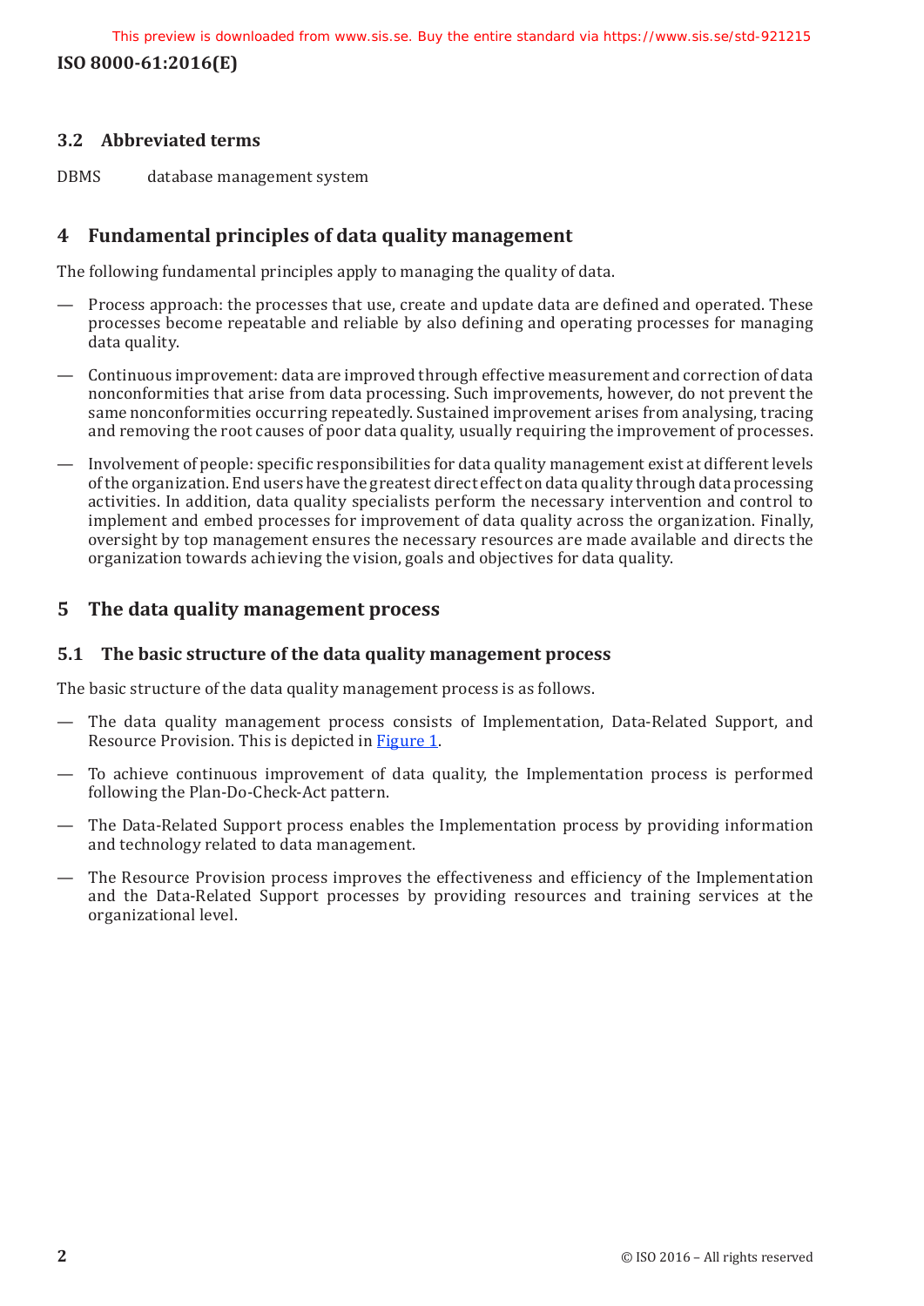### 3.2 Abbreviated terms

DBMS database management system

## 4 Fundamental principles of data quality management

The following fundamental principles apply to managing the quality of data.

— Process approach: the processes that use, create and update data are defined and operated. These processes become repeatable and reliable by also defining and operating processes for managing data quality.

— Continuous improvement: data are improved through effective measurement and correction of data nonconformities that arise from data processing. Such improvements, however, do not prevent the same nonconformities occurring repeatedly. Sustained improvement arises from analysing, tracing and removing the root causes of poor data quality, usually requiring the improvement of processes.

— Involvement of people: specific responsibilities for data quality management exist at different levels of the organization. End users have the greatest direct effect on data quality through data processing activities. In addition, data quality specialists perform the necessary intervention and control to implement and embed processes for improvement of data quality across the organization. Finally, oversight by top management ensures the necessary resources are made available and directs the organization towards achieving the vision, goals and objectives for data quality.

## 5 The data quality management process

### 5.1 The basic structure of the data quality management process

The basic structure of the data quality management process is as follows.

— The data quality management process consists of Implementation, Data-Related Support, and Resource Provision. This is depicted in Figure 1.

— To achieve continuous improvement of data quality, the Implementation process is performed following the Plan-Do-Check-Act pattern.

— The Data-Related Support process enables the Implementation process by providing information and technology related to data management.

— The Resource Provision process improves the effectiveness and efficiency of the Implementation and the Data-Related Support processes by providing resources and training services at the organizational level.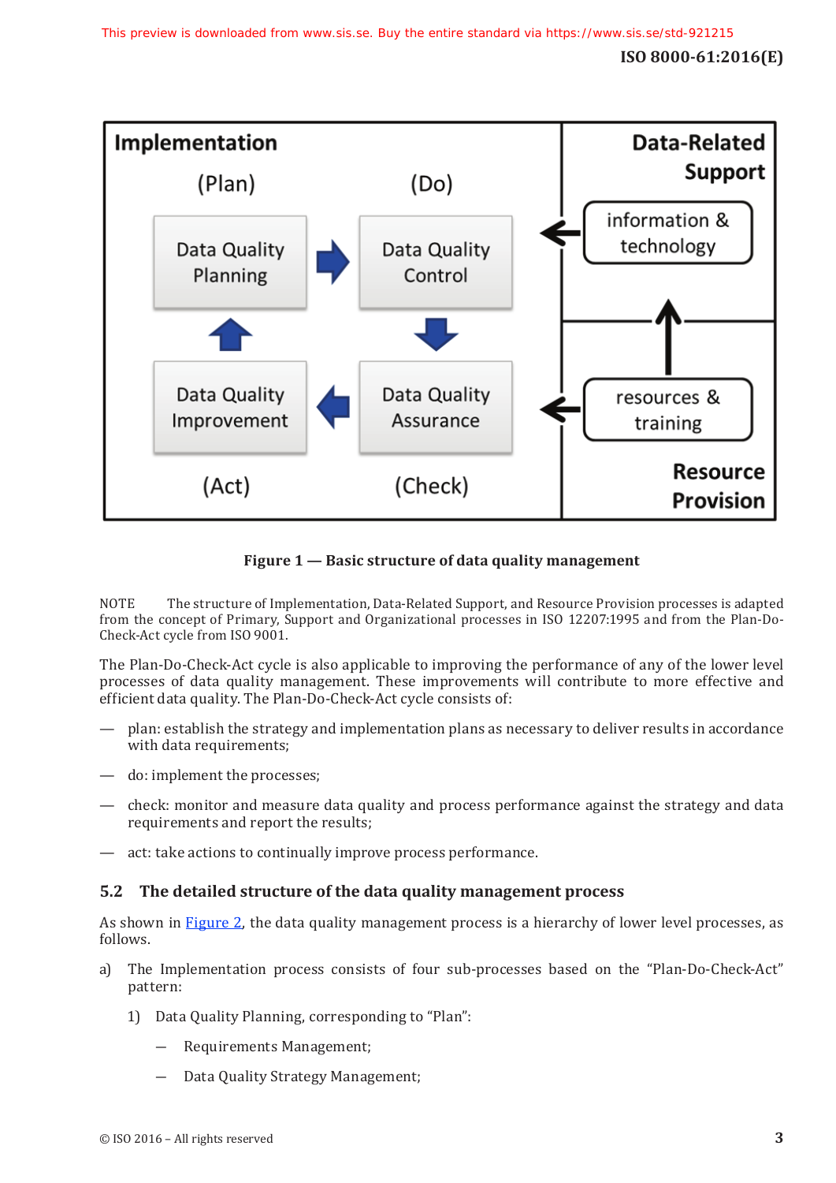Figure 1 — Basic structure of data quality management

NOTE The structure of Implementation, Data-Related Support, and Resource Provision processes is adapted from the concept of Primary, Support and Organizational processes in ISO 12207:1995 and from the Plan-Do-Check-Act cycle from ISO 9001.

The Plan-Do-Check-Act cycle is also applicable to improving the performance of any of the lower level processes of data quality management. These improvements will contribute to more effective and efficient data quality. The Plan-Do-Check-Act cycle consists of:

— plan: establish the strategy and implementation plans as necessary to deliver results in accordance with data requirements;

— do: implement the processes;

— check: monitor and measure data quality and process performance against the strategy and data requirements and report the results;

— act: take actions to continually improve process performance.

## 5.2 The detailed structure of the data quality management process

As shown in Figure 2, the data quality management process is a hierarchy of lower level processes, as follows.

a) The Implementation process consists of four sub-processes based on the "Plan-Do-Check-Act" pattern:

   1) Data Quality Planning, corresponding to "Plan":

      — Requirements Management;

      — Data Quality Strategy Management;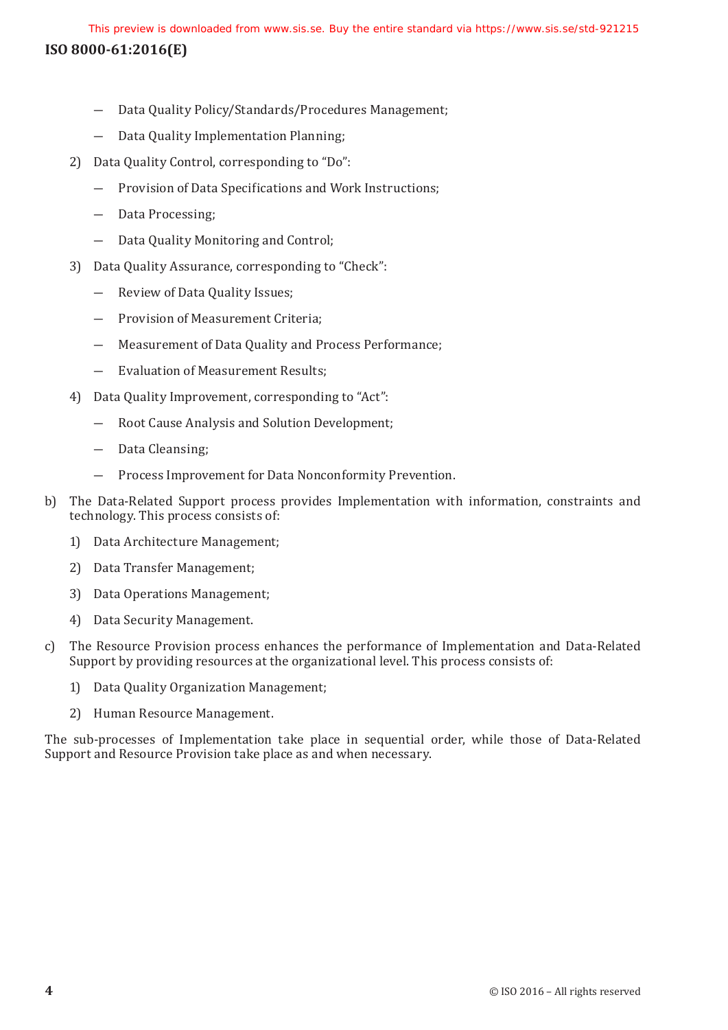- Data Quality Policy/Standards/Procedures Management;
    - Data Quality Implementation Planning;

  2) Data Quality Control, corresponding to "Do":
    - Provision of Data Specifications and Work Instructions;
    - Data Processing;
    - Data Quality Monitoring and Control;

  3) Data Quality Assurance, corresponding to "Check":
    - Review of Data Quality Issues;
    - Provision of Measurement Criteria;
    - Measurement of Data Quality and Process Performance;
    - Evaluation of Measurement Results;

  4) Data Quality Improvement, corresponding to "Act":
    - Root Cause Analysis and Solution Development;
    - Data Cleansing;
    - Process Improvement for Data Nonconformity Prevention.

b) The Data-Related Support process provides Implementation with information, constraints and technology. This process consists of:

  1) Data Architecture Management;
  2) Data Transfer Management;
  3) Data Operations Management;
  4) Data Security Management.

c) The Resource Provision process enhances the performance of Implementation and Data-Related Support by providing resources at the organizational level. This process consists of:

  1) Data Quality Organization Management;
  2) Human Resource Management.

The sub-processes of Implementation take place in sequential order, while those of Data-Related Support and Resource Provision take place as and when necessary.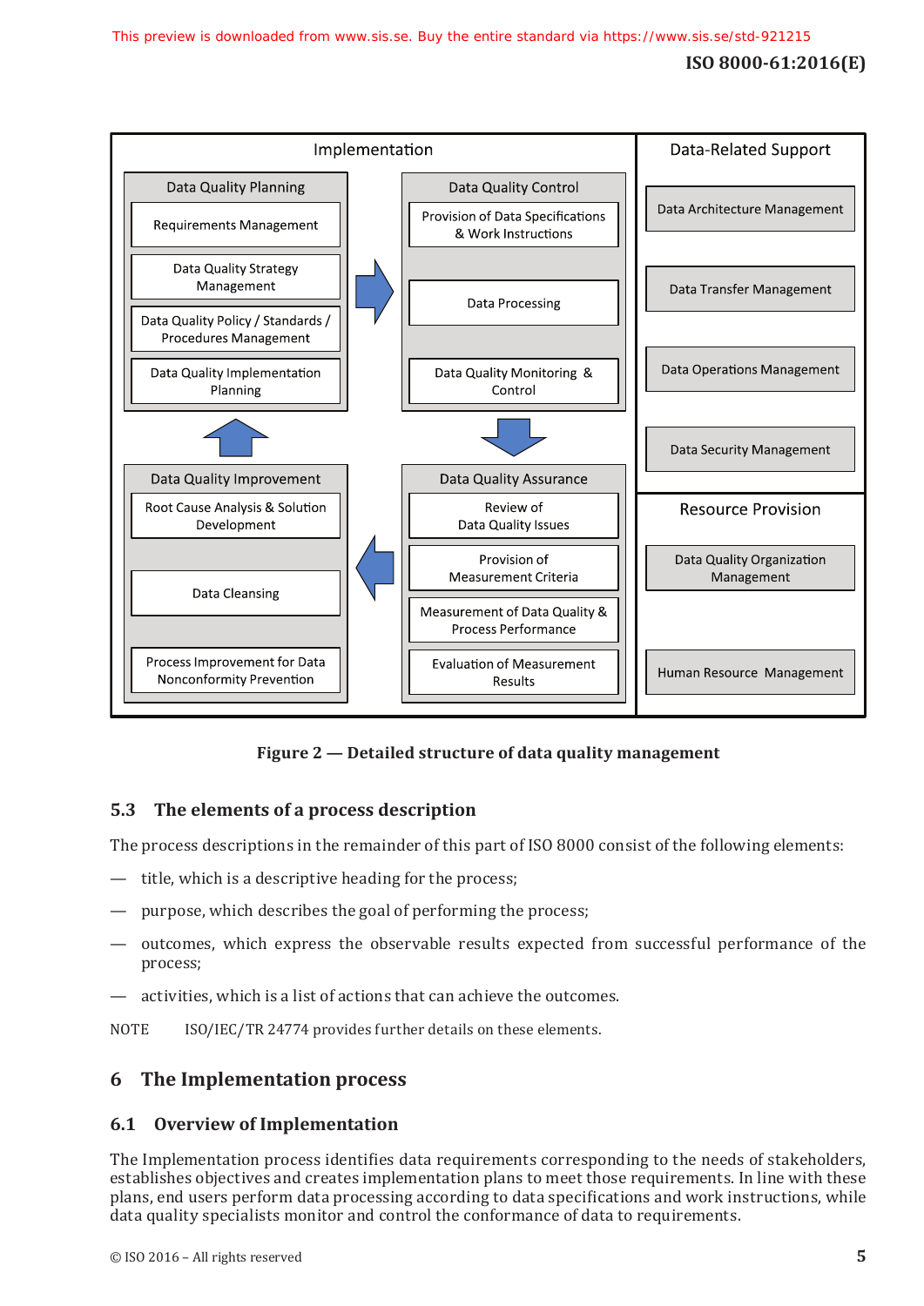Implementation

Data Quality Planning

Requirements Management

Data Quality Strategy Management

Data Quality Policy / Standards / Procedures Management

Data Quality Implementation Planning

Data Quality Control

Provision of Data Specifications & Work Instructions

Data Processing

Data Quality Monitoring & Control

Data Quality Improvement

Root Cause Analysis & Solution Development

Data Cleansing

Process Improvement for Data Nonconformity Prevention

Data Quality Assurance

Review of Data Quality Issues

Provision of Measurement Criteria

Measurement of Data Quality & Process Performance

Evaluation of Measurement Results

Data-Related Support

Data Architecture Management

Data Transfer Management

Data Operations Management

Data Security Management

Resource Provision

Data Quality Organization Management

Human Resource Management

**Figure 2 — Detailed structure of data quality management**

### 5.3 The elements of a process description

The process descriptions in the remainder of this part of ISO 8000 consist of the following elements:

- title, which is a descriptive heading for the process;
- purpose, which describes the goal of performing the process;
- outcomes, which express the observable results expected from successful performance of the process;
- activities, which is a list of actions that can achieve the outcomes.

NOTE ISO/IEC/TR 24774 provides further details on these elements.

## 6 The Implementation process

### 6.1 Overview of Implementation

The Implementation process identifies data requirements corresponding to the needs of stakeholders, establishes objectives and creates implementation plans to meet those requirements. In line with these plans, end users perform data processing according to data specifications and work instructions, while data quality specialists monitor and control the conformance of data to requirements.